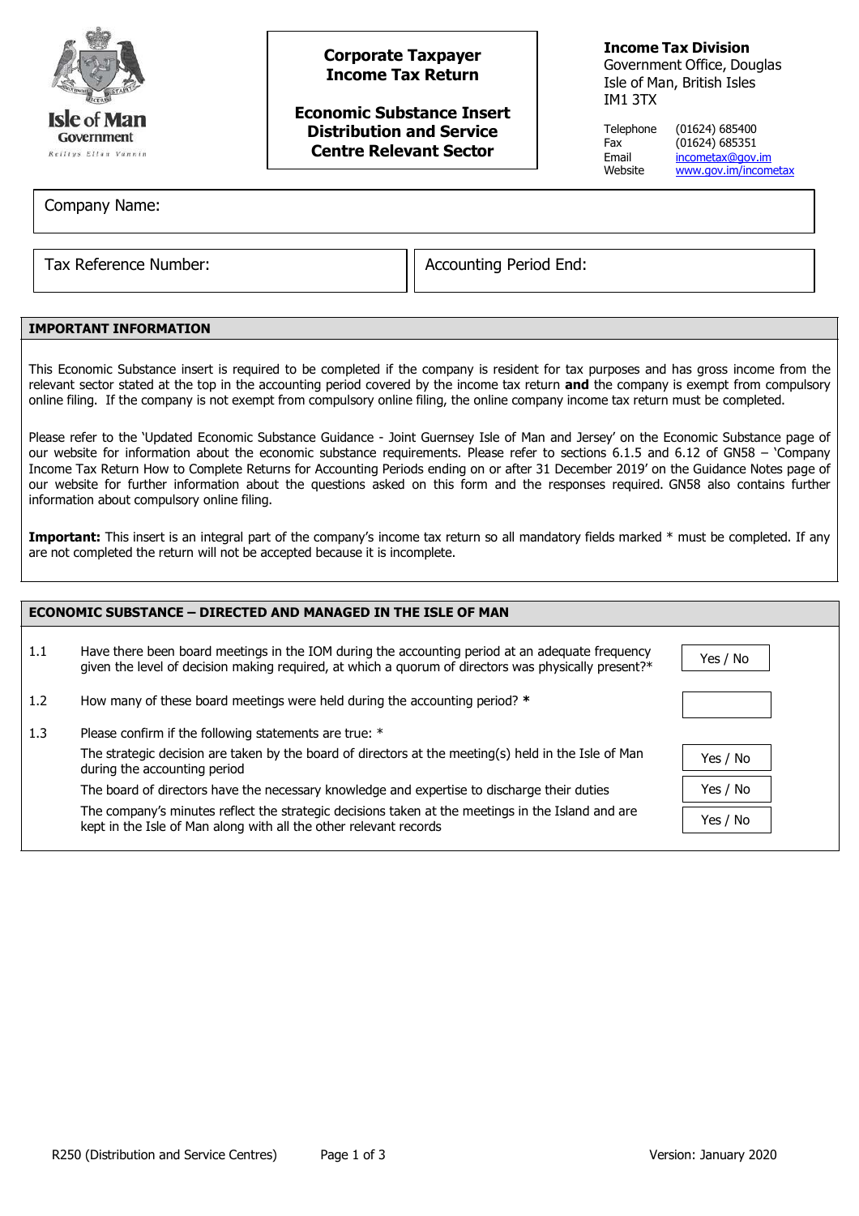Isle of Man Government
Reiltys Ellan Vannin

# Corporate Taxpayer Income Tax Return

## Economic Substance Insert Distribution and Service Centre Relevant Sector

**Income Tax Division**
Government Office, Douglas
Isle of Man, British Isles
IM1 3TX

| | |
|---|---|
| Telephone | (01624) 685400 |
| Fax | (01624) 685351 |
| Email | incometax@gov.im |
| Website | www.gov.im/incometax |

Company Name:

Tax Reference Number:

Accounting Period End:

### IMPORTANT INFORMATION

This Economic Substance insert is required to be completed if the company is resident for tax purposes and has gross income from the relevant sector stated at the top in the accounting period covered by the income tax return **and** the company is exempt from compulsory online filing. If the company is not exempt from compulsory online filing, the online company income tax return must be completed.

Please refer to the 'Updated Economic Substance Guidance - Joint Guernsey Isle of Man and Jersey' on the Economic Substance page of our website for information about the economic substance requirements. Please refer to sections 6.1.5 and 6.12 of GN58 – 'Company Income Tax Return How to Complete Returns for Accounting Periods ending on or after 31 December 2019' on the Guidance Notes page of our website for further information about the questions asked on this form and the responses required. GN58 also contains further information about compulsory online filing.

**Important:** This insert is an integral part of the company's income tax return so all mandatory fields marked * must be completed. If any are not completed the return will not be accepted because it is incomplete.

### ECONOMIC SUBSTANCE – DIRECTED AND MANAGED IN THE ISLE OF MAN

| | | |
|---|---|---|
| 1.1 | Have there been board meetings in the IOM during the accounting period at an adequate frequency given the level of decision making required, at which a quorum of directors was physically present?* | Yes / No |
| 1.2 | How many of these board meetings were held during the accounting period? * | |
| 1.3 | Please confirm if the following statements are true: * | |
| | The strategic decision are taken by the board of directors at the meeting(s) held in the Isle of Man during the accounting period | Yes / No |
| | The board of directors have the necessary knowledge and expertise to discharge their duties | Yes / No |
| | The company's minutes reflect the strategic decisions taken at the meetings in the Island and are kept in the Isle of Man along with all the other relevant records | Yes / No |

R250 (Distribution and Service Centres) Version: January 2020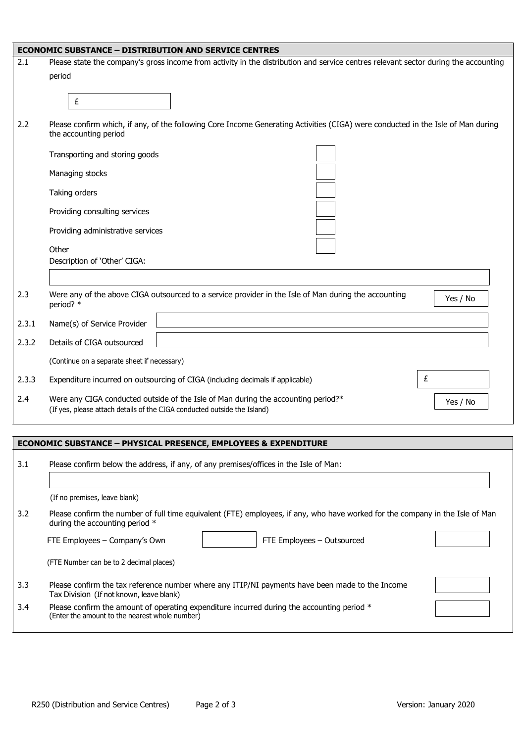## ECONOMIC SUBSTANCE – DISTRIBUTION AND SERVICE CENTRES

2.1 Please state the company's gross income from activity in the distribution and service centres relevant sector during the accounting period

£

2.2 Please confirm which, if any, of the following Core Income Generating Activities (CIGA) were conducted in the Isle of Man during the accounting period

| Activity | |
|---|---|
| Transporting and storing goods | |
| Managing stocks | |
| Taking orders | |
| Providing consulting services | |
| Providing administrative services | |
| Other | |

Description of 'Other' CIGA:

2.3 Were any of the above CIGA outsourced to a service provider in the Isle of Man during the accounting period? * Yes / No

2.3.1 Name(s) of Service Provider

2.3.2 Details of CIGA outsourced

(Continue on a separate sheet if necessary)

2.3.3 Expenditure incurred on outsourcing of CIGA (including decimals if applicable) £

2.4 Were any CIGA conducted outside of the Isle of Man during the accounting period?* Yes / No
(If yes, please attach details of the CIGA conducted outside the Island)

## ECONOMIC SUBSTANCE – PHYSICAL PRESENCE, EMPLOYEES & EXPENDITURE

3.1 Please confirm below the address, if any, of any premises/offices in the Isle of Man:

(If no premises, leave blank)

3.2 Please confirm the number of full time equivalent (FTE) employees, if any, who have worked for the company in the Isle of Man during the accounting period *

FTE Employees – Company's Own | FTE Employees – Outsourced

(FTE Number can be to 2 decimal places)

3.3 Please confirm the tax reference number where any ITIP/NI payments have been made to the Income Tax Division (If not known, leave blank)

3.4 Please confirm the amount of operating expenditure incurred during the accounting period *
(Enter the amount to the nearest whole number)

R250 (Distribution and Service Centres) Version: January 2020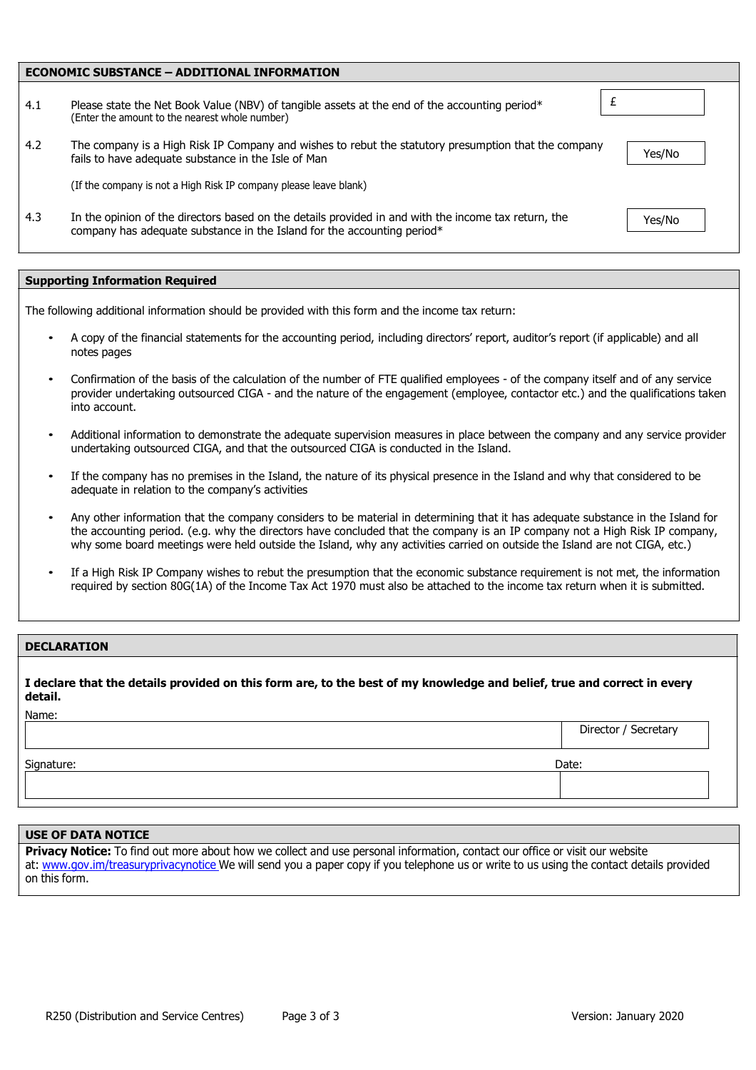## ECONOMIC SUBSTANCE – ADDITIONAL INFORMATION

| | | |
|---|---|---|
| 4.1 | Please state the Net Book Value (NBV) of tangible assets at the end of the accounting period* (Enter the amount to the nearest whole number) | £ |
| 4.2 | The company is a High Risk IP Company and wishes to rebut the statutory presumption that the company fails to have adequate substance in the Isle of Man<br><br>(If the company is not a High Risk IP company please leave blank) | Yes/No |
| 4.3 | In the opinion of the directors based on the details provided in and with the income tax return, the company has adequate substance in the Island for the accounting period* | Yes/No |

## Supporting Information Required

The following additional information should be provided with this form and the income tax return:

- A copy of the financial statements for the accounting period, including directors' report, auditor's report (if applicable) and all notes pages
- Confirmation of the basis of the calculation of the number of FTE qualified employees - of the company itself and of any service provider undertaking outsourced CIGA - and the nature of the engagement (employee, contactor etc.) and the qualifications taken into account.
- Additional information to demonstrate the adequate supervision measures in place between the company and any service provider undertaking outsourced CIGA, and that the outsourced CIGA is conducted in the Island.
- If the company has no premises in the Island, the nature of its physical presence in the Island and why that considered to be adequate in relation to the company's activities
- Any other information that the company considers to be material in determining that it has adequate substance in the Island for the accounting period. (e.g. why the directors have concluded that the company is an IP company not a High Risk IP company, why some board meetings were held outside the Island, why any activities carried on outside the Island are not CIGA, etc.)
- If a High Risk IP Company wishes to rebut the presumption that the economic substance requirement is not met, the information required by section 80G(1A) of the Income Tax Act 1970 must also be attached to the income tax return when it is submitted.

## DECLARATION

**I declare that the details provided on this form are, to the best of my knowledge and belief, true and correct in every detail.**

| Name: | |
|---|---|
| | Director / Secretary |
| **Signature:** | **Date:** |
| | |

## USE OF DATA NOTICE

**Privacy Notice:** To find out more about how we collect and use personal information, contact our office or visit our website at: www.gov.im/treasuryprivacynotice We will send you a paper copy if you telephone us or write to us using the contact details provided on this form.

R250 (Distribution and Service Centres) Version: January 2020